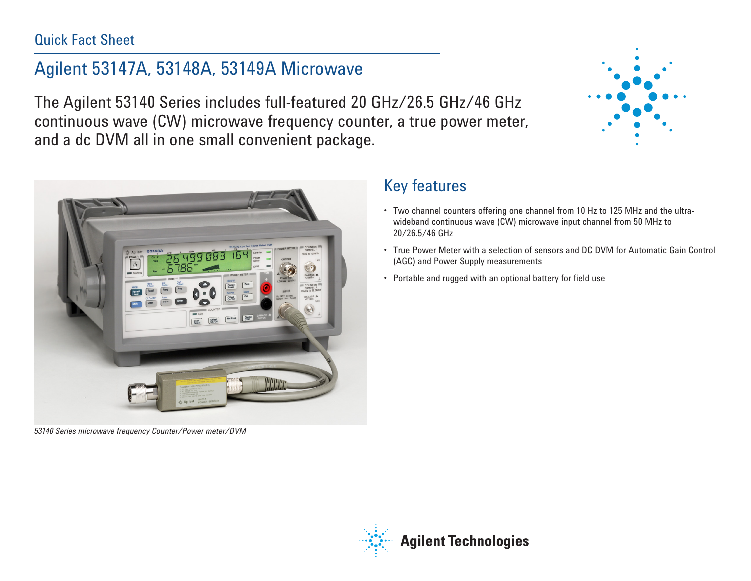Quick Fact Sheet

# Agilent 53147A, 53148A, 53149A Microwave

The Agilent 53140 Series includes full-featured 20 GHz/26.5 GHz/46 GHz continuous wave (CW) microwave frequency counter, a true power meter, and a dc DVM all in one small convenient package.

*53140 Series microwave frequency Counter/Power meter/DVM*

## Key features

- Two channel counters offering one channel from 10 Hz to 125 MHz and the ultra-wideband continuous wave (CW) microwave input channel from 50 MHz to 20/26.5/46 GHz
- True Power Meter with a selection of sensors and DC DVM for Automatic Gain Control (AGC) and Power Supply measurements
- Portable and rugged with an optional battery for field use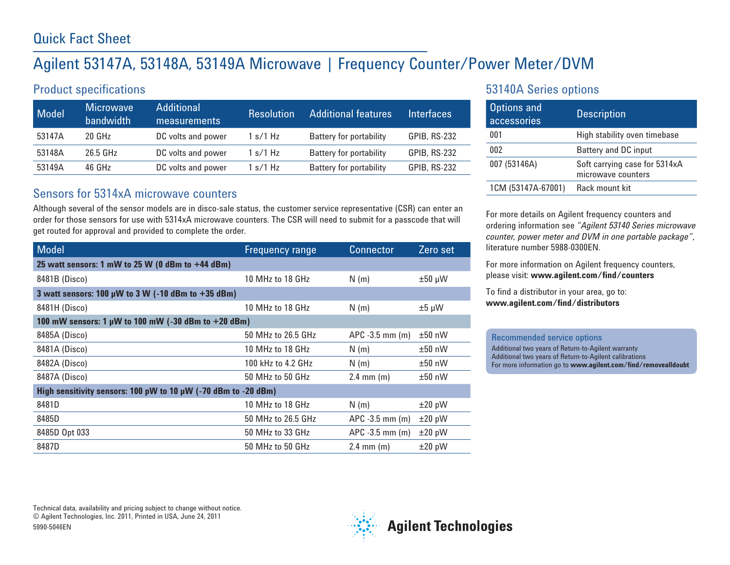Quick Fact Sheet

# Agilent 53147A, 53148A, 53149A Microwave | Frequency Counter/Power Meter/DVM

## Product specifications

| Model | Microwave bandwidth | Additional measurements | Resolution | Additional features | Interfaces |
|---|---|---|---|---|---|
| 53147A | 20 GHz | DC volts and power | 1 s/1 Hz | Battery for portability | GPIB, RS-232 |
| 53148A | 26.5 GHz | DC volts and power | 1 s/1 Hz | Battery for portability | GPIB, RS-232 |
| 53149A | 46 GHz | DC volts and power | 1 s/1 Hz | Battery for portability | GPIB, RS-232 |

## Sensors for 5314xA microwave counters

Although several of the sensor models are in disco-sale status, the customer service representative (CSR) can enter an order for those sensors for use with 5314xA microwave counters. The CSR will need to submit for a passcode that will get routed for approval and provided to complete the order.

| Model | Frequency range | Connector | Zero set |
|---|---|---|---|
| **25 watt sensors: 1 mW to 25 W (0 dBm to +44 dBm)** | | | |
| 8481B (Disco) | 10 MHz to 18 GHz | N (m) | ±50 µW |
| **3 watt sensors: 100 µW to 3 W (-10 dBm to +35 dBm)** | | | |
| 8481H (Disco) | 10 MHz to 18 GHz | N (m) | ±5 µW |
| **100 mW sensors: 1 µW to 100 mW (-30 dBm to +20 dBm)** | | | |
| 8485A (Disco) | 50 MHz to 26.5 GHz | APC -3.5 mm (m) | ±50 nW |
| 8481A (Disco) | 10 MHz to 18 GHz | N (m) | ±50 nW |
| 8482A (Disco) | 100 kHz to 4.2 GHz | N (m) | ±50 nW |
| 8487A (Disco) | 50 MHz to 50 GHz | 2.4 mm (m) | ±50 nW |
| **High sensitivity sensors: 100 pW to 10 µW (-70 dBm to -20 dBm)** | | | |
| 8481D | 10 MHz to 18 GHz | N (m) | ±20 pW |
| 8485D | 50 MHz to 26.5 GHz | APC -3.5 mm (m) | ±20 pW |
| 8485D Opt 033 | 50 MHz to 33 GHz | APC -3.5 mm (m) | ±20 pW |
| 8487D | 50 MHz to 50 GHz | 2.4 mm (m) | ±20 pW |

## 53140A Series options

| Options and accessories | Description |
|---|---|
| 001 | High stability oven timebase |
| 002 | Battery and DC input |
| 007 (53146A) | Soft carrying case for 5314xA microwave counters |
| 1CM (53147A-67001) | Rack mount kit |

For more details on Agilent frequency counters and ordering information see *"Agilent 53140 Series microwave counter, power meter and DVM in one portable package"*, literature number 5988-0300EN.

For more information on Agilent frequency counters, please visit: **www.agilent.com/find/counters**

To find a distributor in your area, go to: **www.agilent.com/find/distributors**

### Recommended service options

Additional two years of Return-to-Agilent warranty
Additional two years of Return-to-Agilent calibrations
For more information go to **www.agilent.com/find/removealldoubt**

Technical data, availability and pricing subject to change without notice.
© Agilent Technologies, Inc. 2011, Printed in USA, June 24, 2011
5990-5046EN

Agilent Technologies